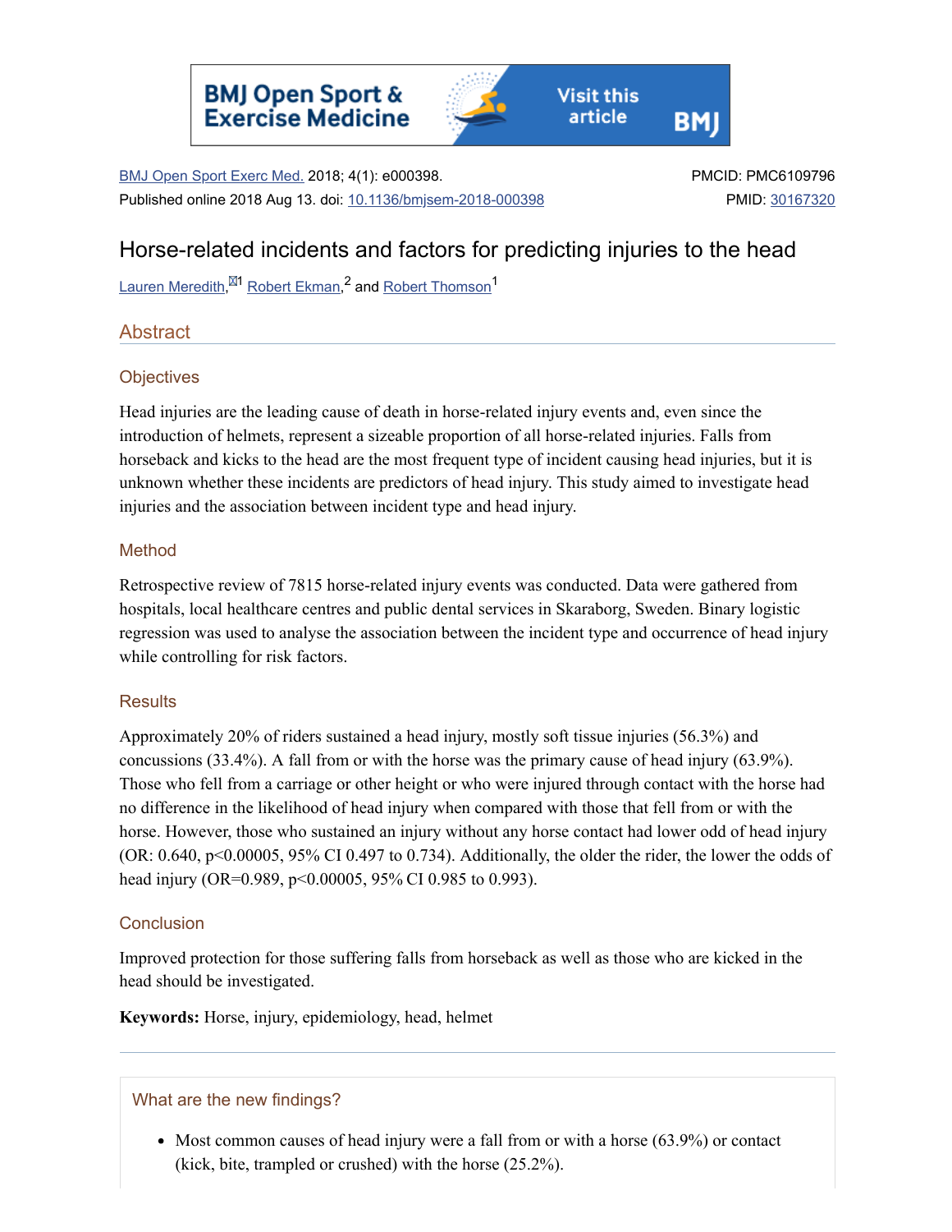BMJ Open Sport Exerc Med. 2018; 4(1): e000398.
Published online 2018 Aug 13. doi: 10.1136/bmjsem-2018-000398

PMCID: PMC6109796
PMID: 30167320

# Horse-related incidents and factors for predicting injuries to the head

Lauren Meredith,[1] Robert Ekman,[2] and Robert Thomson[1]

## Abstract

### Objectives

Head injuries are the leading cause of death in horse-related injury events and, even since the introduction of helmets, represent a sizeable proportion of all horse-related injuries. Falls from horseback and kicks to the head are the most frequent type of incident causing head injuries, but it is unknown whether these incidents are predictors of head injury. This study aimed to investigate head injuries and the association between incident type and head injury.

### Method

Retrospective review of 7815 horse-related injury events was conducted. Data were gathered from hospitals, local healthcare centres and public dental services in Skaraborg, Sweden. Binary logistic regression was used to analyse the association between the incident type and occurrence of head injury while controlling for risk factors.

### Results

Approximately 20% of riders sustained a head injury, mostly soft tissue injuries (56.3%) and concussions (33.4%). A fall from or with the horse was the primary cause of head injury (63.9%). Those who fell from a carriage or other height or who were injured through contact with the horse had no difference in the likelihood of head injury when compared with those that fell from or with the horse. However, those who sustained an injury without any horse contact had lower odd of head injury (OR: 0.640, $p<0.00005$, 95% CI 0.497 to 0.734). Additionally, the older the rider, the lower the odds of head injury (OR=0.989, $p<0.00005$, 95% CI 0.985 to 0.993).

### Conclusion

Improved protection for those suffering falls from horseback as well as those who are kicked in the head should be investigated.

**Keywords:** Horse, injury, epidemiology, head, helmet

---

### What are the new findings?

- Most common causes of head injury were a fall from or with a horse (63.9%) or contact (kick, bite, trampled or crushed) with the horse (25.2%).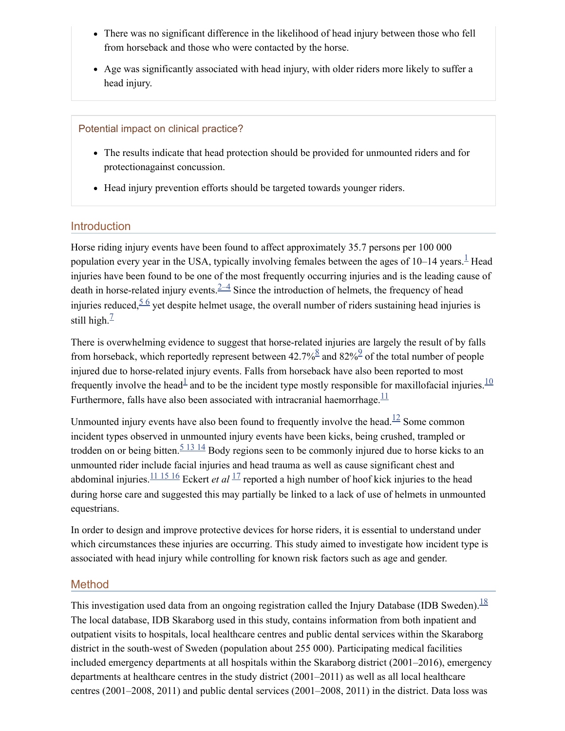- There was no significant difference in the likelihood of head injury between those who fell from horseback and those who were contacted by the horse.
- Age was significantly associated with head injury, with older riders more likely to suffer a head injury.

### Potential impact on clinical practice?

- The results indicate that head protection should be provided for unmounted riders and for protectionagainst concussion.
- Head injury prevention efforts should be targeted towards younger riders.

## Introduction

Horse riding injury events have been found to affect approximately 35.7 persons per 100 000 population every year in the USA, typically involving females between the ages of 10–14 years.[1] Head injuries have been found to be one of the most frequently occurring injuries and is the leading cause of death in horse-related injury events.[2–4] Since the introduction of helmets, the frequency of head injuries reduced,[5 6] yet despite helmet usage, the overall number of riders sustaining head injuries is still high.[7]

There is overwhelming evidence to suggest that horse-related injuries are largely the result of by falls from horseback, which reportedly represent between 42.7%[8] and 82%[9] of the total number of people injured due to horse-related injury events. Falls from horseback have also been reported to most frequently involve the head[1] and to be the incident type mostly responsible for maxillofacial injuries.[10] Furthermore, falls have also been associated with intracranial haemorrhage.[11]

Unmounted injury events have also been found to frequently involve the head.[12] Some common incident types observed in unmounted injury events have been kicks, being crushed, trampled or trodden on or being bitten.[5 13 14] Body regions seen to be commonly injured due to horse kicks to an unmounted rider include facial injuries and head trauma as well as cause significant chest and abdominal injuries.[11 15 16] Eckert *et al* [17] reported a high number of hoof kick injuries to the head during horse care and suggested this may partially be linked to a lack of use of helmets in unmounted equestrians.

In order to design and improve protective devices for horse riders, it is essential to understand under which circumstances these injuries are occurring. This study aimed to investigate how incident type is associated with head injury while controlling for known risk factors such as age and gender.

## Method

This investigation used data from an ongoing registration called the Injury Database (IDB Sweden).[18] The local database, IDB Skaraborg used in this study, contains information from both inpatient and outpatient visits to hospitals, local healthcare centres and public dental services within the Skaraborg district in the south-west of Sweden (population about 255 000). Participating medical facilities included emergency departments at all hospitals within the Skaraborg district (2001–2016), emergency departments at healthcare centres in the study district (2001–2011) as well as all local healthcare centres (2001–2008, 2011) and public dental services (2001–2008, 2011) in the district. Data loss was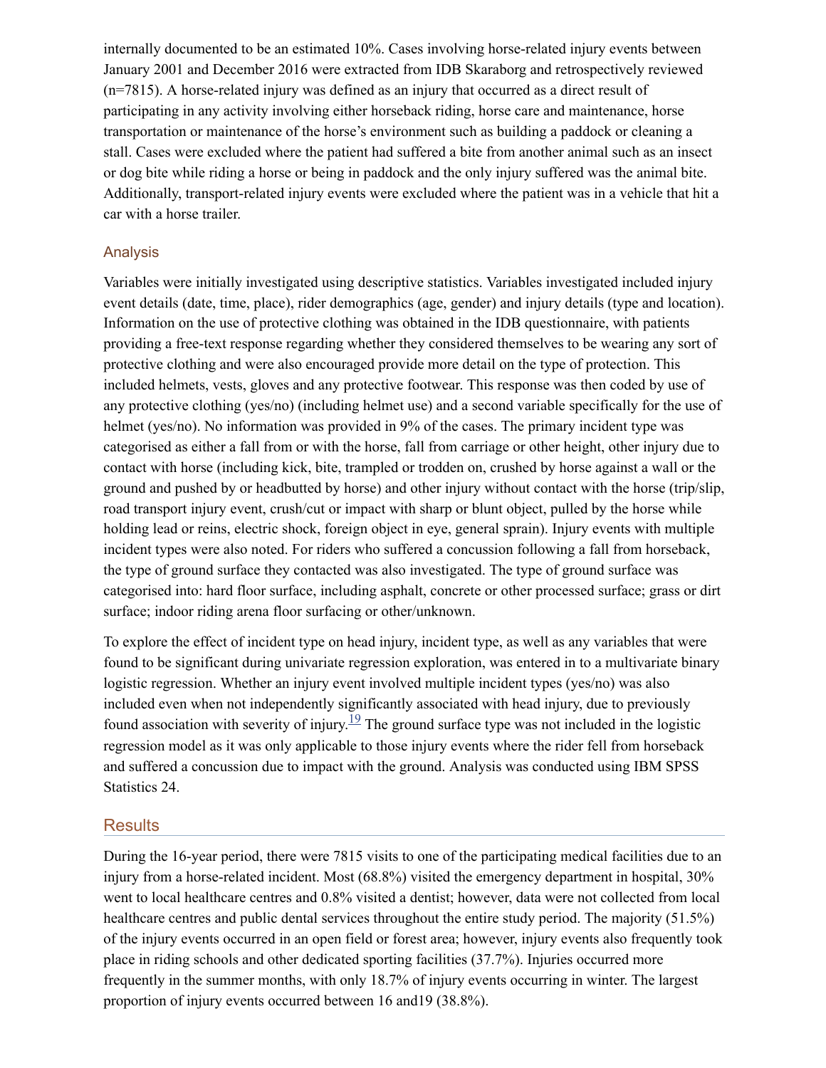internally documented to be an estimated 10%. Cases involving horse-related injury events between January 2001 and December 2016 were extracted from IDB Skaraborg and retrospectively reviewed (n=7815). A horse-related injury was defined as an injury that occurred as a direct result of participating in any activity involving either horseback riding, horse care and maintenance, horse transportation or maintenance of the horse's environment such as building a paddock or cleaning a stall. Cases were excluded where the patient had suffered a bite from another animal such as an insect or dog bite while riding a horse or being in paddock and the only injury suffered was the animal bite. Additionally, transport-related injury events were excluded where the patient was in a vehicle that hit a car with a horse trailer.

### Analysis

Variables were initially investigated using descriptive statistics. Variables investigated included injury event details (date, time, place), rider demographics (age, gender) and injury details (type and location). Information on the use of protective clothing was obtained in the IDB questionnaire, with patients providing a free-text response regarding whether they considered themselves to be wearing any sort of protective clothing and were also encouraged provide more detail on the type of protection. This included helmets, vests, gloves and any protective footwear. This response was then coded by use of any protective clothing (yes/no) (including helmet use) and a second variable specifically for the use of helmet (yes/no). No information was provided in 9% of the cases. The primary incident type was categorised as either a fall from or with the horse, fall from carriage or other height, other injury due to contact with horse (including kick, bite, trampled or trodden on, crushed by horse against a wall or the ground and pushed by or headbutted by horse) and other injury without contact with the horse (trip/slip, road transport injury event, crush/cut or impact with sharp or blunt object, pulled by the horse while holding lead or reins, electric shock, foreign object in eye, general sprain). Injury events with multiple incident types were also noted. For riders who suffered a concussion following a fall from horseback, the type of ground surface they contacted was also investigated. The type of ground surface was categorised into: hard floor surface, including asphalt, concrete or other processed surface; grass or dirt surface; indoor riding arena floor surfacing or other/unknown.

To explore the effect of incident type on head injury, incident type, as well as any variables that were found to be significant during univariate regression exploration, was entered in to a multivariate binary logistic regression. Whether an injury event involved multiple incident types (yes/no) was also included even when not independently significantly associated with head injury, due to previously found association with severity of injury.[19] The ground surface type was not included in the logistic regression model as it was only applicable to those injury events where the rider fell from horseback and suffered a concussion due to impact with the ground. Analysis was conducted using IBM SPSS Statistics 24.

## Results

During the 16-year period, there were 7815 visits to one of the participating medical facilities due to an injury from a horse-related incident. Most (68.8%) visited the emergency department in hospital, 30% went to local healthcare centres and 0.8% visited a dentist; however, data were not collected from local healthcare centres and public dental services throughout the entire study period. The majority (51.5%) of the injury events occurred in an open field or forest area; however, injury events also frequently took place in riding schools and other dedicated sporting facilities (37.7%). Injuries occurred more frequently in the summer months, with only 18.7% of injury events occurring in winter. The largest proportion of injury events occurred between 16 and19 (38.8%).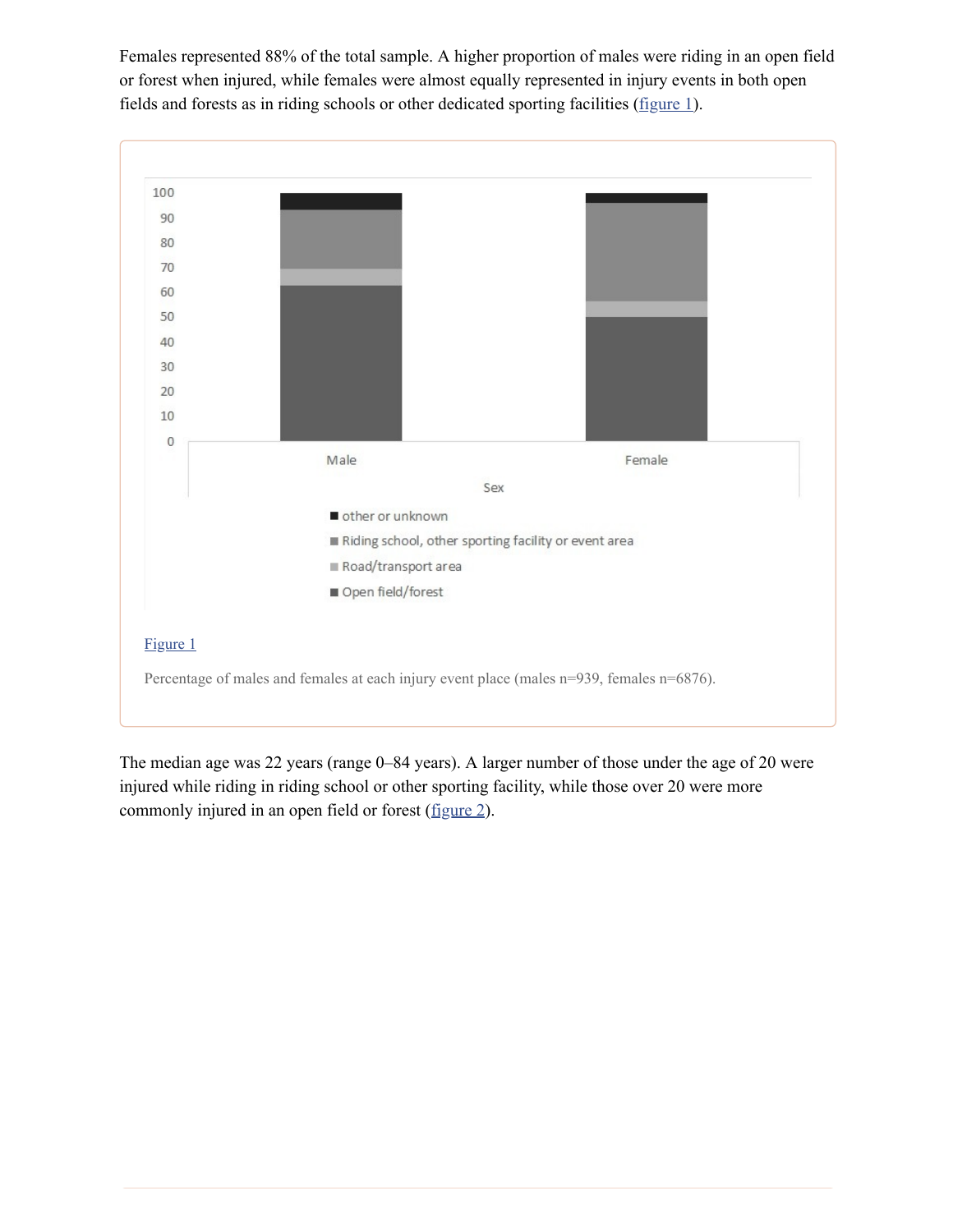Females represented 88% of the total sample. A higher proportion of males were riding in an open field or forest when injured, while females were almost equally represented in injury events in both open fields and forests as in riding schools or other dedicated sporting facilities (figure 1).

Figure 1

Percentage of males and females at each injury event place (males n=939, females n=6876).

The median age was 22 years (range 0–84 years). A larger number of those under the age of 20 were injured while riding in riding school or other sporting facility, while those over 20 were more commonly injured in an open field or forest (figure 2).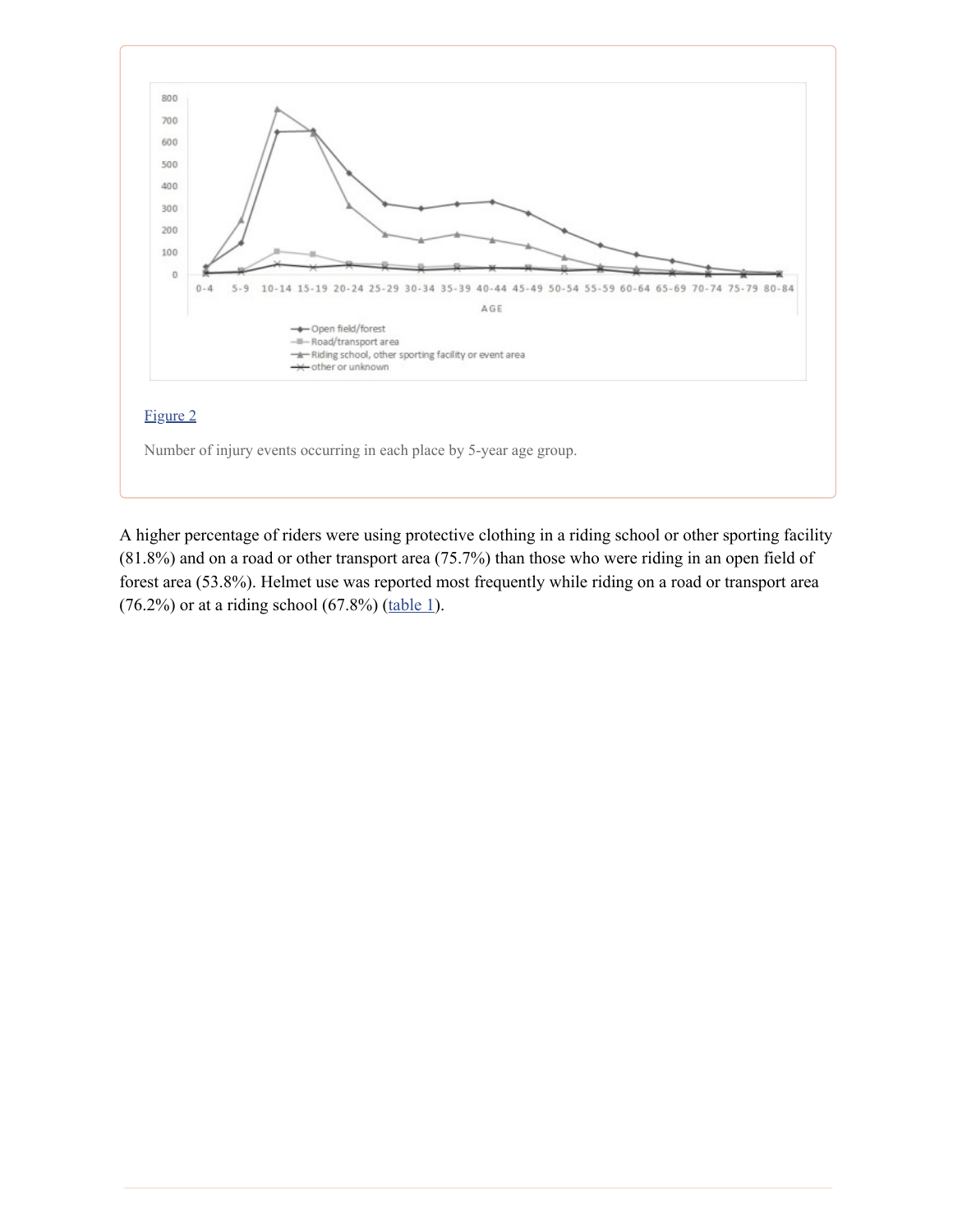Figure 2

Number of injury events occurring in each place by 5-year age group.

A higher percentage of riders were using protective clothing in a riding school or other sporting facility (81.8%) and on a road or other transport area (75.7%) than those who were riding in an open field of forest area (53.8%). Helmet use was reported most frequently while riding on a road or transport area (76.2%) or at a riding school (67.8%) (table 1).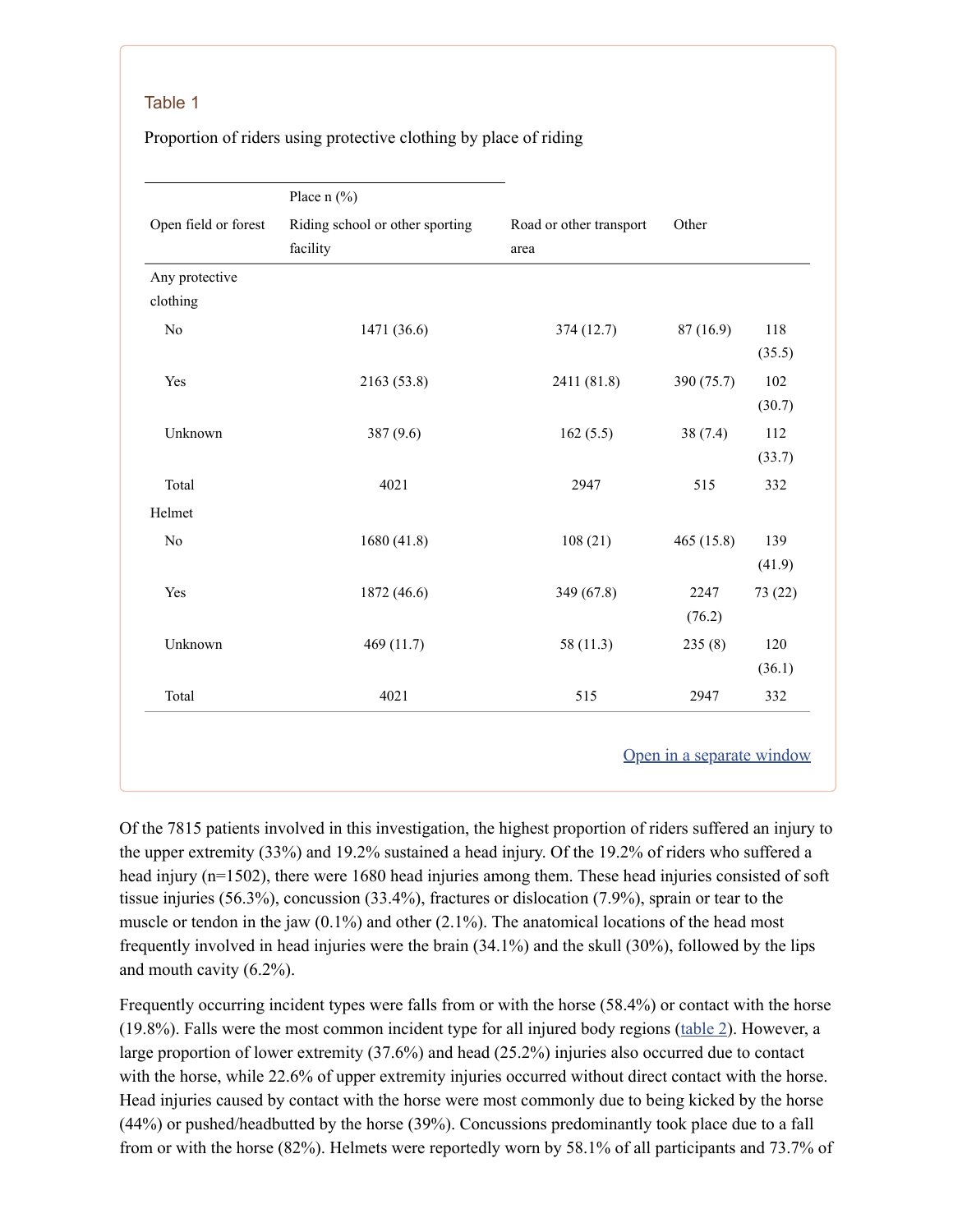Table 1

Proportion of riders using protective clothing by place of riding

| | Place n (%) | | | |
|---|---|---|---|---|
| Open field or forest | Riding school or other sporting facility | Road or other transport area | Other | |
| Any protective clothing | | | | |
| No | 1471 (36.6) | 374 (12.7) | 87 (16.9) | 118 (35.5) |
| Yes | 2163 (53.8) | 2411 (81.8) | 390 (75.7) | 102 (30.7) |
| Unknown | 387 (9.6) | 162 (5.5) | 38 (7.4) | 112 (33.7) |
| Total | 4021 | 2947 | 515 | 332 |
| Helmet | | | | |
| No | 1680 (41.8) | 108 (21) | 465 (15.8) | 139 (41.9) |
| Yes | 1872 (46.6) | 349 (67.8) | 2247 (76.2) | 73 (22) |
| Unknown | 469 (11.7) | 58 (11.3) | 235 (8) | 120 (36.1) |
| Total | 4021 | 515 | 2947 | 332 |

Open in a separate window

Of the 7815 patients involved in this investigation, the highest proportion of riders suffered an injury to the upper extremity (33%) and 19.2% sustained a head injury. Of the 19.2% of riders who suffered a head injury (n=1502), there were 1680 head injuries among them. These head injuries consisted of soft tissue injuries (56.3%), concussion (33.4%), fractures or dislocation (7.9%), sprain or tear to the muscle or tendon in the jaw (0.1%) and other (2.1%). The anatomical locations of the head most frequently involved in head injuries were the brain (34.1%) and the skull (30%), followed by the lips and mouth cavity (6.2%).

Frequently occurring incident types were falls from or with the horse (58.4%) or contact with the horse (19.8%). Falls were the most common incident type for all injured body regions (table 2). However, a large proportion of lower extremity (37.6%) and head (25.2%) injuries also occurred due to contact with the horse, while 22.6% of upper extremity injuries occurred without direct contact with the horse. Head injuries caused by contact with the horse were most commonly due to being kicked by the horse (44%) or pushed/headbutted by the horse (39%). Concussions predominantly took place due to a fall from or with the horse (82%). Helmets were reportedly worn by 58.1% of all participants and 73.7% of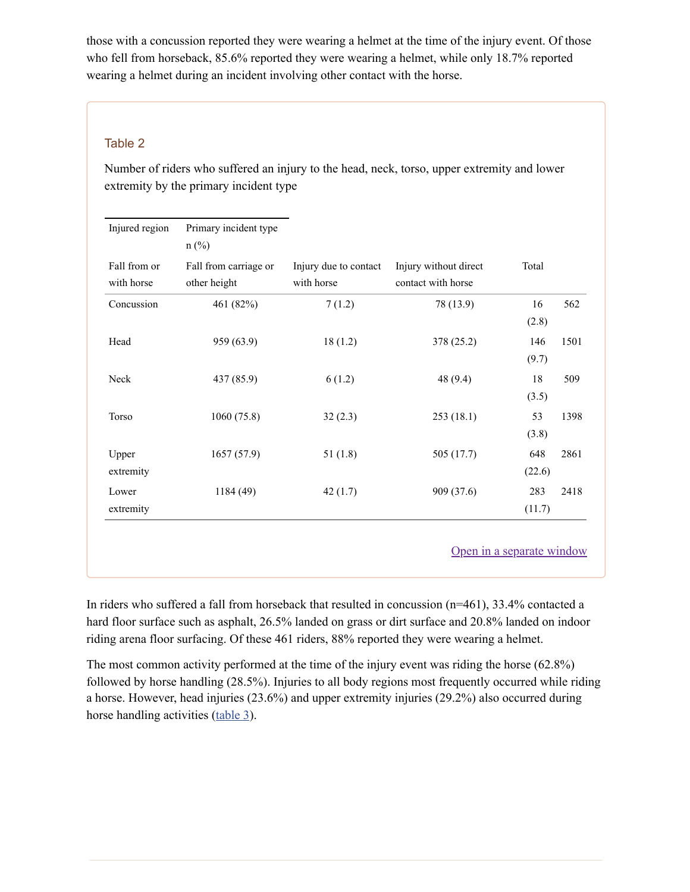those with a concussion reported they were wearing a helmet at the time of the injury event. Of those who fell from horseback, 85.6% reported they were wearing a helmet, while only 18.7% reported wearing a helmet during an incident involving other contact with the horse.

### Table 2

Number of riders who suffered an injury to the head, neck, torso, upper extremity and lower extremity by the primary incident type

| Injured region | Primary incident type n (%) | | | | |
|---|---|---|---|---|---|
| | Fall from or with horse | Fall from carriage or other height | Injury due to contact with horse | Injury without direct contact with horse | Total |
| Concussion | 461 (82%) | 7 (1.2) | 78 (13.9) | 16 (2.8) | 562 |
| Head | 959 (63.9) | 18 (1.2) | 378 (25.2) | 146 (9.7) | 1501 |
| Neck | 437 (85.9) | 6 (1.2) | 48 (9.4) | 18 (3.5) | 509 |
| Torso | 1060 (75.8) | 32 (2.3) | 253 (18.1) | 53 (3.8) | 1398 |
| Upper extremity | 1657 (57.9) | 51 (1.8) | 505 (17.7) | 648 (22.6) | 2861 |
| Lower extremity | 1184 (49) | 42 (1.7) | 909 (37.6) | 283 (11.7) | 2418 |

In riders who suffered a fall from horseback that resulted in concussion (n=461), 33.4% contacted a hard floor surface such as asphalt, 26.5% landed on grass or dirt surface and 20.8% landed on indoor riding arena floor surfacing. Of these 461 riders, 88% reported they were wearing a helmet.

The most common activity performed at the time of the injury event was riding the horse (62.8%) followed by horse handling (28.5%). Injuries to all body regions most frequently occurred while riding a horse. However, head injuries (23.6%) and upper extremity injuries (29.2%) also occurred during horse handling activities (table 3).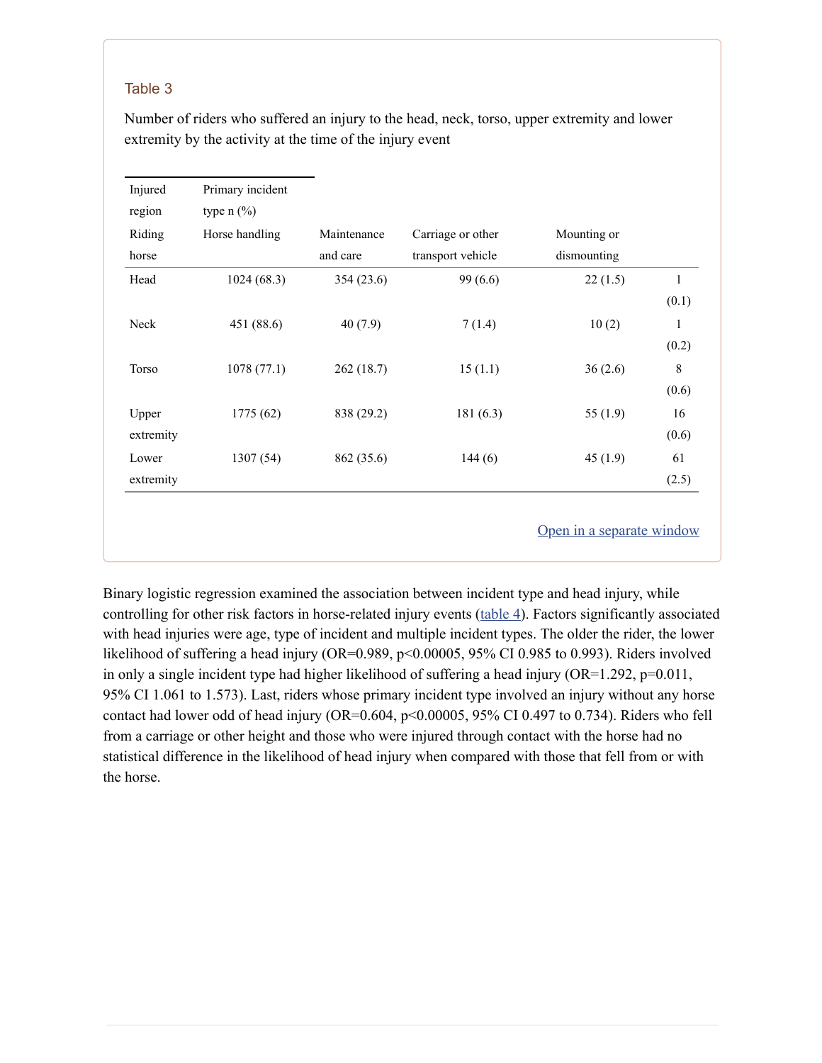Table 3

Number of riders who suffered an injury to the head, neck, torso, upper extremity and lower extremity by the activity at the time of the injury event

| Injured region | Primary incident type n (%) | | | | |
|---|---|---|---|---|---|
| Riding horse | Horse handling | Maintenance and care | Carriage or other transport vehicle | Mounting or dismounting | |
| Head | 1024 (68.3) | 354 (23.6) | 99 (6.6) | 22 (1.5) | 1 (0.1) |
| Neck | 451 (88.6) | 40 (7.9) | 7 (1.4) | 10 (2) | 1 (0.2) |
| Torso | 1078 (77.1) | 262 (18.7) | 15 (1.1) | 36 (2.6) | 8 (0.6) |
| Upper extremity | 1775 (62) | 838 (29.2) | 181 (6.3) | 55 (1.9) | 16 (0.6) |
| Lower extremity | 1307 (54) | 862 (35.6) | 144 (6) | 45 (1.9) | 61 (2.5) |

Open in a separate window

Binary logistic regression examined the association between incident type and head injury, while controlling for other risk factors in horse-related injury events (table 4). Factors significantly associated with head injuries were age, type of incident and multiple incident types. The older the rider, the lower likelihood of suffering a head injury (OR=0.989, $p<0.00005$, 95% CI 0.985 to 0.993). Riders involved in only a single incident type had higher likelihood of suffering a head injury (OR=1.292, $p=0.011$, 95% CI 1.061 to 1.573). Last, riders whose primary incident type involved an injury without any horse contact had lower odd of head injury (OR=0.604, $p<0.00005$, 95% CI 0.497 to 0.734). Riders who fell from a carriage or other height and those who were injured through contact with the horse had no statistical difference in the likelihood of head injury when compared with those that fell from or with the horse.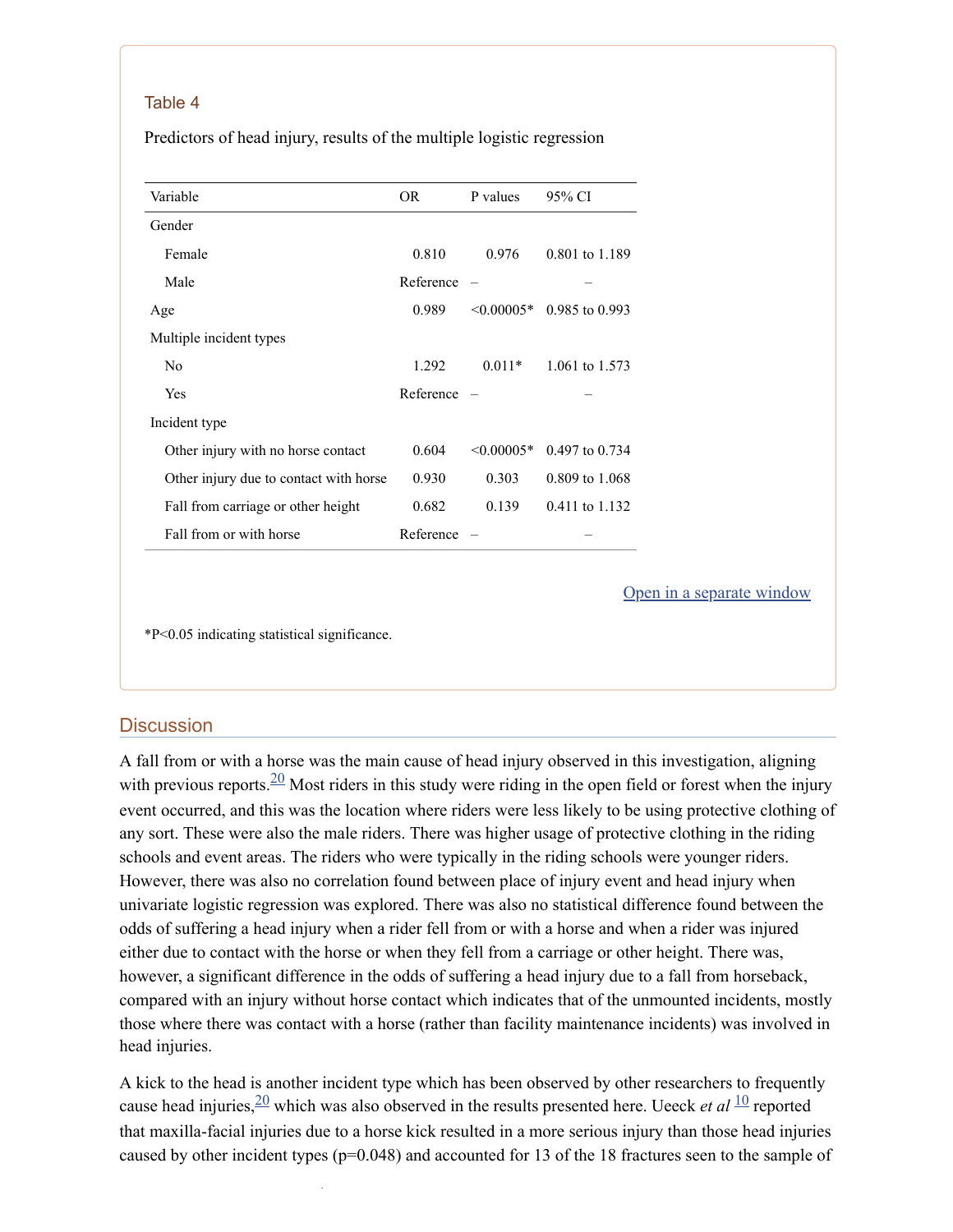Table 4

Predictors of head injury, results of the multiple logistic regression

| Variable | OR | P values | 95% CI |
|---|---|---|---|
| Gender | | | |
| Female | 0.810 | 0.976 | 0.801 to 1.189 |
| Male | Reference | – | – |
| Age | 0.989 | <0.00005* | 0.985 to 0.993 |
| Multiple incident types | | | |
| No | 1.292 | 0.011* | 1.061 to 1.573 |
| Yes | Reference | – | – |
| Incident type | | | |
| Other injury with no horse contact | 0.604 | <0.00005* | 0.497 to 0.734 |
| Other injury due to contact with horse | 0.930 | 0.303 | 0.809 to 1.068 |
| Fall from carriage or other height | 0.682 | 0.139 | 0.411 to 1.132 |
| Fall from or with horse | Reference | – | – |

*P<0.05 indicating statistical significance.

## Discussion

A fall from or with a horse was the main cause of head injury observed in this investigation, aligning with previous reports.[20] Most riders in this study were riding in the open field or forest when the injury event occurred, and this was the location where riders were less likely to be using protective clothing of any sort. These were also the male riders. There was higher usage of protective clothing in the riding schools and event areas. The riders who were typically in the riding schools were younger riders. However, there was also no correlation found between place of injury event and head injury when univariate logistic regression was explored. There was also no statistical difference found between the odds of suffering a head injury when a rider fell from or with a horse and when a rider was injured either due to contact with the horse or when they fell from a carriage or other height. There was, however, a significant difference in the odds of suffering a head injury due to a fall from horseback, compared with an injury without horse contact which indicates that of the unmounted incidents, mostly those where there was contact with a horse (rather than facility maintenance incidents) was involved in head injuries.

A kick to the head is another incident type which has been observed by other researchers to frequently cause head injuries,[20] which was also observed in the results presented here. Ueeck *et al* [10] reported that maxilla-facial injuries due to a horse kick resulted in a more serious injury than those head injuries caused by other incident types (p=0.048) and accounted for 13 of the 18 fractures seen to the sample of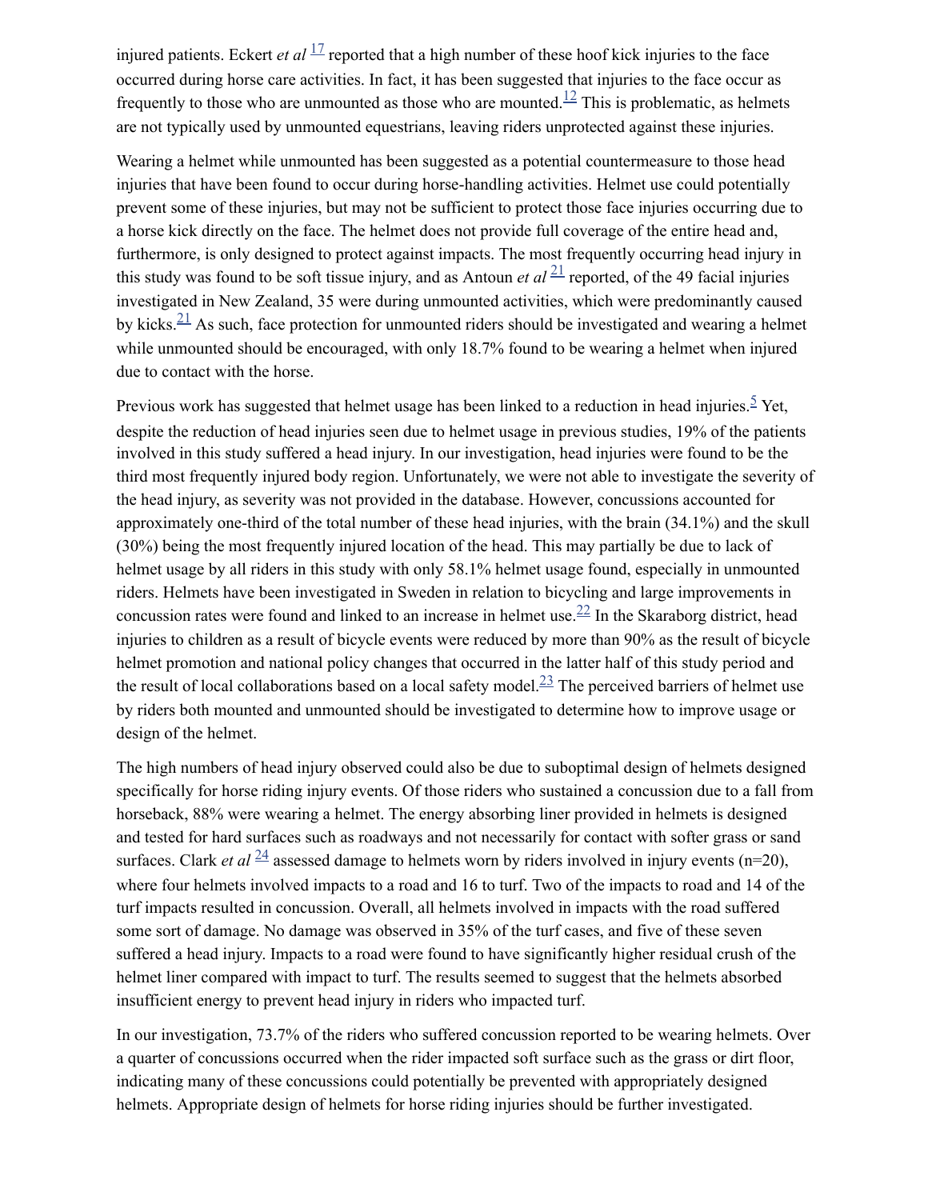injured patients. Eckert *et al* [17] reported that a high number of these hoof kick injuries to the face occurred during horse care activities. In fact, it has been suggested that injuries to the face occur as frequently to those who are unmounted as those who are mounted.[12] This is problematic, as helmets are not typically used by unmounted equestrians, leaving riders unprotected against these injuries.

Wearing a helmet while unmounted has been suggested as a potential countermeasure to those head injuries that have been found to occur during horse-handling activities. Helmet use could potentially prevent some of these injuries, but may not be sufficient to protect those face injuries occurring due to a horse kick directly on the face. The helmet does not provide full coverage of the entire head and, furthermore, is only designed to protect against impacts. The most frequently occurring head injury in this study was found to be soft tissue injury, and as Antoun *et al* [21] reported, of the 49 facial injuries investigated in New Zealand, 35 were during unmounted activities, which were predominantly caused by kicks.[21] As such, face protection for unmounted riders should be investigated and wearing a helmet while unmounted should be encouraged, with only 18.7% found to be wearing a helmet when injured due to contact with the horse.

Previous work has suggested that helmet usage has been linked to a reduction in head injuries.[5] Yet, despite the reduction of head injuries seen due to helmet usage in previous studies, 19% of the patients involved in this study suffered a head injury. In our investigation, head injuries were found to be the third most frequently injured body region. Unfortunately, we were not able to investigate the severity of the head injury, as severity was not provided in the database. However, concussions accounted for approximately one-third of the total number of these head injuries, with the brain (34.1%) and the skull (30%) being the most frequently injured location of the head. This may partially be due to lack of helmet usage by all riders in this study with only 58.1% helmet usage found, especially in unmounted riders. Helmets have been investigated in Sweden in relation to bicycling and large improvements in concussion rates were found and linked to an increase in helmet use.[22] In the Skaraborg district, head injuries to children as a result of bicycle events were reduced by more than 90% as the result of bicycle helmet promotion and national policy changes that occurred in the latter half of this study period and the result of local collaborations based on a local safety model.[23] The perceived barriers of helmet use by riders both mounted and unmounted should be investigated to determine how to improve usage or design of the helmet.

The high numbers of head injury observed could also be due to suboptimal design of helmets designed specifically for horse riding injury events. Of those riders who sustained a concussion due to a fall from horseback, 88% were wearing a helmet. The energy absorbing liner provided in helmets is designed and tested for hard surfaces such as roadways and not necessarily for contact with softer grass or sand surfaces. Clark *et al* [24] assessed damage to helmets worn by riders involved in injury events (n=20), where four helmets involved impacts to a road and 16 to turf. Two of the impacts to road and 14 of the turf impacts resulted in concussion. Overall, all helmets involved in impacts with the road suffered some sort of damage. No damage was observed in 35% of the turf cases, and five of these seven suffered a head injury. Impacts to a road were found to have significantly higher residual crush of the helmet liner compared with impact to turf. The results seemed to suggest that the helmets absorbed insufficient energy to prevent head injury in riders who impacted turf.

In our investigation, 73.7% of the riders who suffered concussion reported to be wearing helmets. Over a quarter of concussions occurred when the rider impacted soft surface such as the grass or dirt floor, indicating many of these concussions could potentially be prevented with appropriately designed helmets. Appropriate design of helmets for horse riding injuries should be further investigated.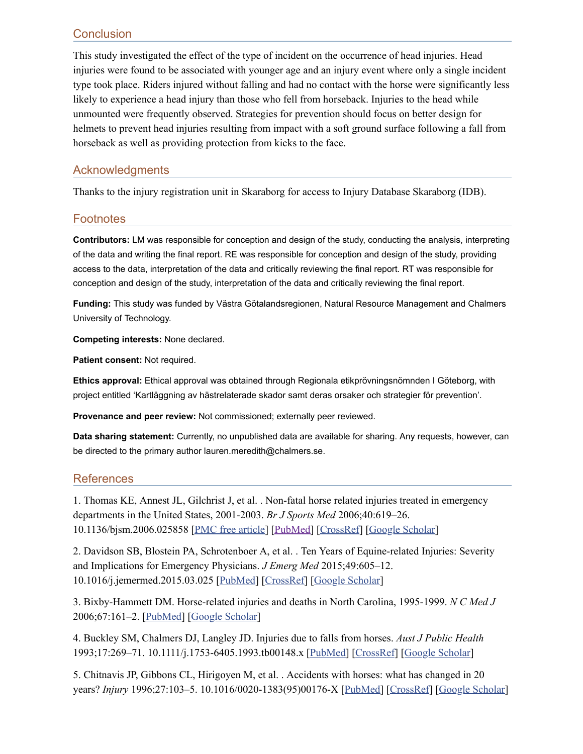## Conclusion

This study investigated the effect of the type of incident on the occurrence of head injuries. Head injuries were found to be associated with younger age and an injury event where only a single incident type took place. Riders injured without falling and had no contact with the horse were significantly less likely to experience a head injury than those who fell from horseback. Injuries to the head while unmounted were frequently observed. Strategies for prevention should focus on better design for helmets to prevent head injuries resulting from impact with a soft ground surface following a fall from horseback as well as providing protection from kicks to the face.

## Acknowledgments

Thanks to the injury registration unit in Skaraborg for access to Injury Database Skaraborg (IDB).

## Footnotes

**Contributors:** LM was responsible for conception and design of the study, conducting the analysis, interpreting of the data and writing the final report. RE was responsible for conception and design of the study, providing access to the data, interpretation of the data and critically reviewing the final report. RT was responsible for conception and design of the study, interpretation of the data and critically reviewing the final report.

**Funding:** This study was funded by Västra Götalandsregionen, Natural Resource Management and Chalmers University of Technology.

**Competing interests:** None declared.

**Patient consent:** Not required.

**Ethics approval:** Ethical approval was obtained through Regionala etikprövningsnömnden I Göteborg, with project entitled 'Kartläggning av hästrelaterade skador samt deras orsaker och strategier för prevention'.

**Provenance and peer review:** Not commissioned; externally peer reviewed.

**Data sharing statement:** Currently, no unpublished data are available for sharing. Any requests, however, can be directed to the primary author lauren.meredith@chalmers.se.

## References

1. Thomas KE, Annest JL, Gilchrist J, et al. . Non-fatal horse related injuries treated in emergency departments in the United States, 2001-2003. *Br J Sports Med* 2006;40:619–26. 10.1136/bjsm.2006.025858 [PMC free article] [PubMed] [CrossRef] [Google Scholar]

2. Davidson SB, Blostein PA, Schrotenboer A, et al. . Ten Years of Equine-related Injuries: Severity and Implications for Emergency Physicians. *J Emerg Med* 2015;49:605–12. 10.1016/j.jemermed.2015.03.025 [PubMed] [CrossRef] [Google Scholar]

3. Bixby-Hammett DM. Horse-related injuries and deaths in North Carolina, 1995-1999. *N C Med J* 2006;67:161–2. [PubMed] [Google Scholar]

4. Buckley SM, Chalmers DJ, Langley JD. Injuries due to falls from horses. *Aust J Public Health* 1993;17:269–71. 10.1111/j.1753-6405.1993.tb00148.x [PubMed] [CrossRef] [Google Scholar]

5. Chitnavis JP, Gibbons CL, Hirigoyen M, et al. . Accidents with horses: what has changed in 20 years? *Injury* 1996;27:103–5. 10.1016/0020-1383(95)00176-X [PubMed] [CrossRef] [Google Scholar]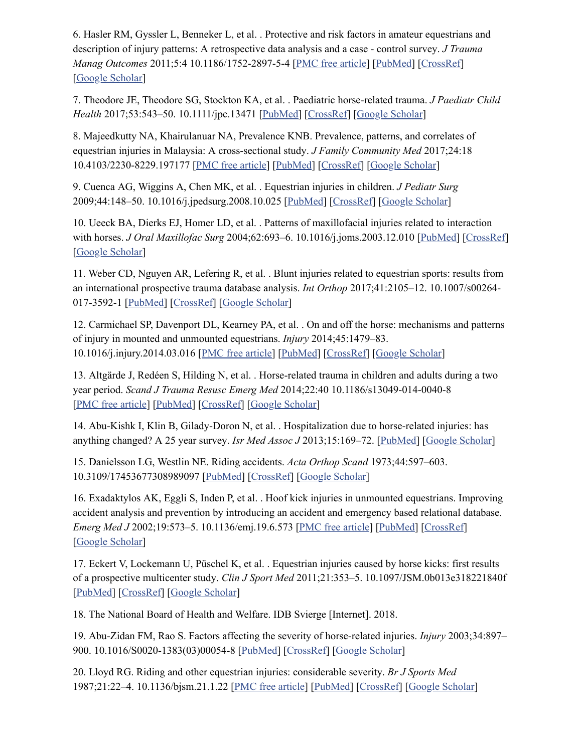6. Hasler RM, Gyssler L, Benneker L, et al. . Protective and risk factors in amateur equestrians and description of injury patterns: A retrospective data analysis and a case - control survey. *J Trauma Manag Outcomes* 2011;5:4 10.1186/1752-2897-5-4 [PMC free article] [PubMed] [CrossRef] [Google Scholar]

7. Theodore JE, Theodore SG, Stockton KA, et al. . Paediatric horse-related trauma. *J Paediatr Child Health* 2017;53:543–50. 10.1111/jpc.13471 [PubMed] [CrossRef] [Google Scholar]

8. Majeedkutty NA, Khairulanuar NA, Prevalence KNB. Prevalence, patterns, and correlates of equestrian injuries in Malaysia: A cross-sectional study. *J Family Community Med* 2017;24:18 10.4103/2230-8229.197177 [PMC free article] [PubMed] [CrossRef] [Google Scholar]

9. Cuenca AG, Wiggins A, Chen MK, et al. . Equestrian injuries in children. *J Pediatr Surg* 2009;44:148–50. 10.1016/j.jpedsurg.2008.10.025 [PubMed] [CrossRef] [Google Scholar]

10. Ueeck BA, Dierks EJ, Homer LD, et al. . Patterns of maxillofacial injuries related to interaction with horses. *J Oral Maxillofac Surg* 2004;62:693–6. 10.1016/j.joms.2003.12.010 [PubMed] [CrossRef] [Google Scholar]

11. Weber CD, Nguyen AR, Lefering R, et al. . Blunt injuries related to equestrian sports: results from an international prospective trauma database analysis. *Int Orthop* 2017;41:2105–12. 10.1007/s00264-017-3592-1 [PubMed] [CrossRef] [Google Scholar]

12. Carmichael SP, Davenport DL, Kearney PA, et al. . On and off the horse: mechanisms and patterns of injury in mounted and unmounted equestrians. *Injury* 2014;45:1479–83. 10.1016/j.injury.2014.03.016 [PMC free article] [PubMed] [CrossRef] [Google Scholar]

13. Altgärde J, Redéen S, Hilding N, et al. . Horse-related trauma in children and adults during a two year period. *Scand J Trauma Resusc Emerg Med* 2014;22:40 10.1186/s13049-014-0040-8 [PMC free article] [PubMed] [CrossRef] [Google Scholar]

14. Abu-Kishk I, Klin B, Gilady-Doron N, et al. . Hospitalization due to horse-related injuries: has anything changed? A 25 year survey. *Isr Med Assoc J* 2013;15:169–72. [PubMed] [Google Scholar]

15. Danielsson LG, Westlin NE. Riding accidents. *Acta Orthop Scand* 1973;44:597–603. 10.3109/17453677308989097 [PubMed] [CrossRef] [Google Scholar]

16. Exadaktylos AK, Eggli S, Inden P, et al. . Hoof kick injuries in unmounted equestrians. Improving accident analysis and prevention by introducing an accident and emergency based relational database. *Emerg Med J* 2002;19:573–5. 10.1136/emj.19.6.573 [PMC free article] [PubMed] [CrossRef] [Google Scholar]

17. Eckert V, Lockemann U, Püschel K, et al. . Equestrian injuries caused by horse kicks: first results of a prospective multicenter study. *Clin J Sport Med* 2011;21:353–5. 10.1097/JSM.0b013e318221840f [PubMed] [CrossRef] [Google Scholar]

18. The National Board of Health and Welfare. IDB Svierge [Internet]. 2018.

19. Abu-Zidan FM, Rao S. Factors affecting the severity of horse-related injuries. *Injury* 2003;34:897–900. 10.1016/S0020-1383(03)00054-8 [PubMed] [CrossRef] [Google Scholar]

20. Lloyd RG. Riding and other equestrian injuries: considerable severity. *Br J Sports Med* 1987;21:22–4. 10.1136/bjsm.21.1.22 [PMC free article] [PubMed] [CrossRef] [Google Scholar]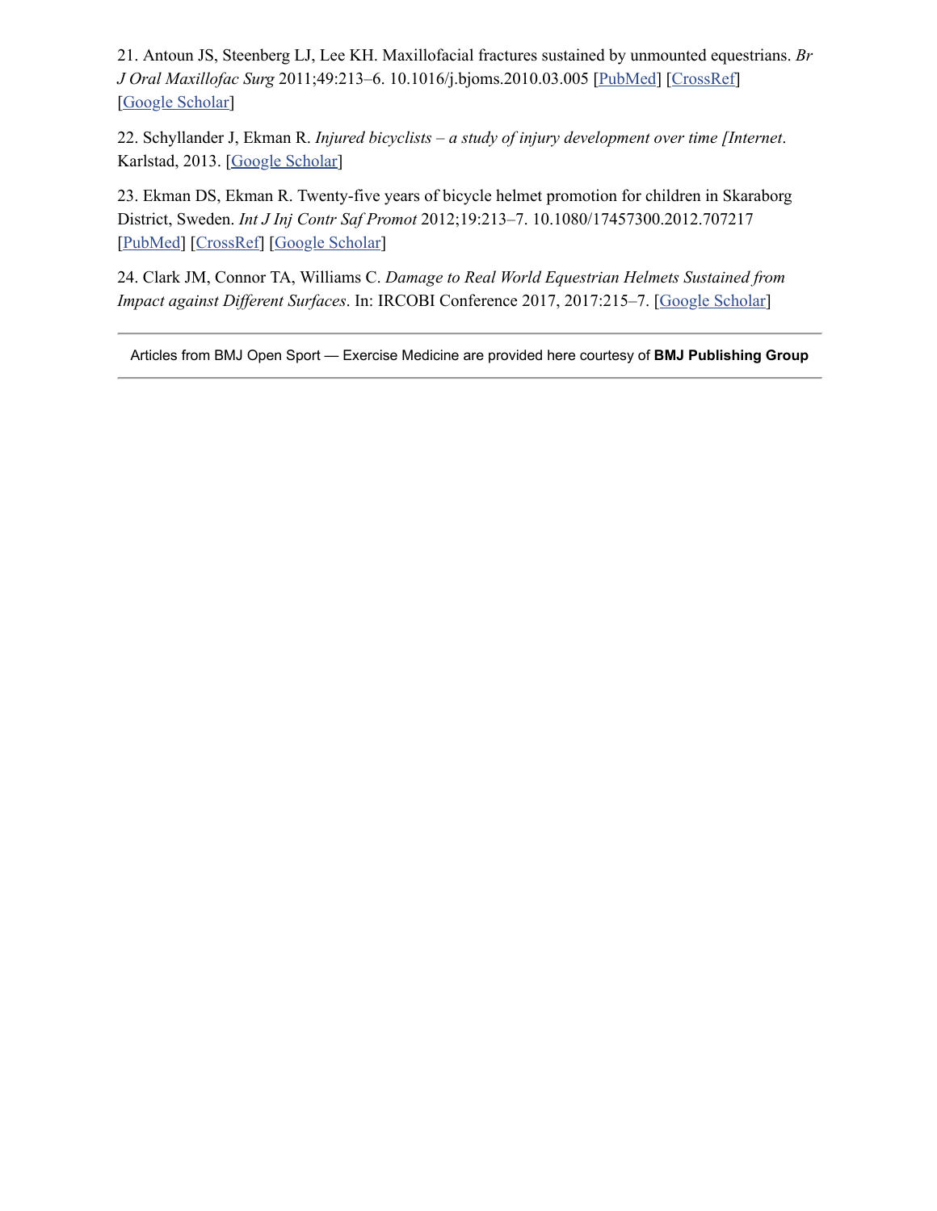21. Antoun JS, Steenberg LJ, Lee KH. Maxillofacial fractures sustained by unmounted equestrians. *Br J Oral Maxillofac Surg* 2011;49:213–6. 10.1016/j.bjoms.2010.03.005 [PubMed] [CrossRef] [Google Scholar]

22. Schyllander J, Ekman R. *Injured bicyclists – a study of injury development over time [Internet*. Karlstad, 2013. [Google Scholar]

23. Ekman DS, Ekman R. Twenty-five years of bicycle helmet promotion for children in Skaraborg District, Sweden. *Int J Inj Contr Saf Promot* 2012;19:213–7. 10.1080/17457300.2012.707217 [PubMed] [CrossRef] [Google Scholar]

24. Clark JM, Connor TA, Williams C. *Damage to Real World Equestrian Helmets Sustained from Impact against Different Surfaces*. In: IRCOBI Conference 2017, 2017:215–7. [Google Scholar]

---

Articles from BMJ Open Sport — Exercise Medicine are provided here courtesy of **BMJ Publishing Group**